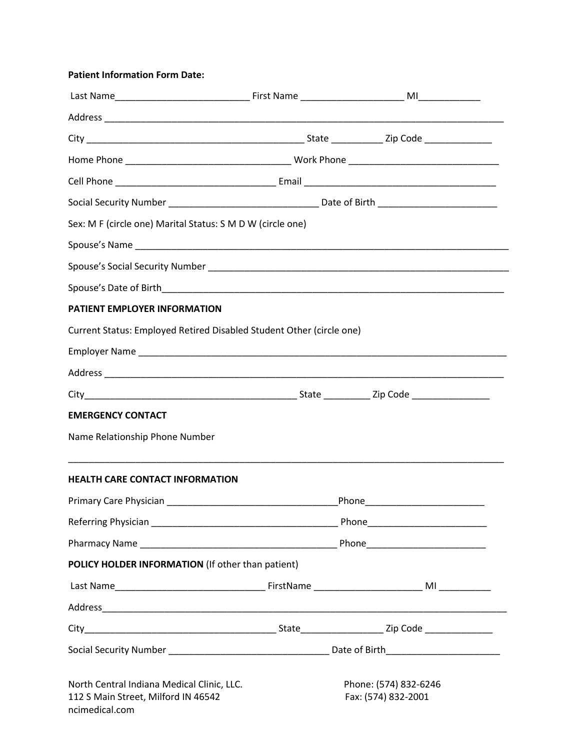**Patient Information Form Date:**

Last Name__________________________ First Name ____________________ MI____________

Address ________________________________________________________________________________

City __________________________________________ State __________ Zip Code _____________

Home Phone ________________________________ Work Phone ______________________________

Cell Phone _______________________________ Email ______________________________________

Social Security Number _____________________________ Date of Birth _______________________

Sex: M F (circle one) Marital Status: S M D W (circle one)

Spouse's Name _____________________________________________________________________________

Spouse's Social Security Number ____________________________________________________________

Spouse's Date of Birth_____________________________________________________________________

**PATIENT EMPLOYER INFORMATION**

Current Status: Employed Retired Disabled Student Other (circle one)

Employer Name _____________________________________________________________________________

Address ________________________________________________________________________________

City_________________________________________ State _________ Zip Code _______________

**EMERGENCY CONTACT**

Name Relationship Phone Number

________________________________________________________________________________________

**HEALTH CARE CONTACT INFORMATION**

Primary Care Physician _________________________________Phone_______________________

Referring Physician ____________________________________ Phone_______________________

Pharmacy Name _______________________________________ Phone_______________________

**POLICY HOLDER INFORMATION** (If other than patient)

Last Name_____________________________ FirstName _____________________ MI __________

Address_________________________________________________________________________________

City_____________________________________ State________________ Zip Code _____________

Social Security Number _______________________________ Date of Birth______________________

North Central Indiana Medical Clinic, LLC.
112 S Main Street, Milford IN 46542
ncimedical.com

Phone: (574) 832-6246
Fax: (574) 832-2001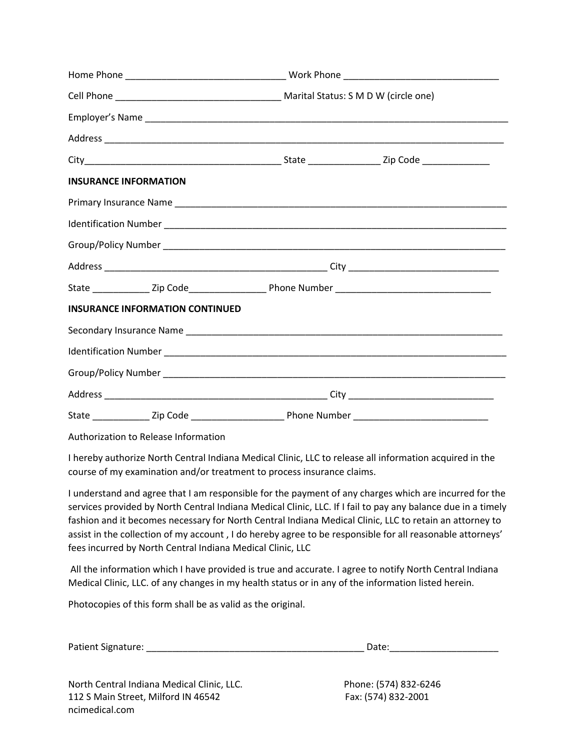Home Phone ______________________________ Work Phone ______________________________

Cell Phone ________________________________ Marital Status: S M D W (circle one)

Employer's Name ________________________________________________________________________

Address ___________________________________________________________________________

City______________________________________ State ______________ Zip Code _____________

**INSURANCE INFORMATION**

Primary Insurance Name _________________________________________________________________

Identification Number __________________________________________________________________

Group/Policy Number ___________________________________________________________________

Address ___________________________________________ City _____________________________

State ___________ Zip Code_______________ Phone Number ______________________________

**INSURANCE INFORMATION CONTINUED**

Secondary Insurance Name ______________________________________________________________

Identification Number __________________________________________________________________

Group/Policy Number ___________________________________________________________________

Address ___________________________________________ City ____________________________

State ___________ Zip Code _________________ Phone Number __________________________

Authorization to Release Information

I hereby authorize North Central Indiana Medical Clinic, LLC to release all information acquired in the course of my examination and/or treatment to process insurance claims.

I understand and agree that I am responsible for the payment of any charges which are incurred for the services provided by North Central Indiana Medical Clinic, LLC. If I fail to pay any balance due in a timely fashion and it becomes necessary for North Central Indiana Medical Clinic, LLC to retain an attorney to assist in the collection of my account , I do hereby agree to be responsible for all reasonable attorneys' fees incurred by North Central Indiana Medical Clinic, LLC

All the information which I have provided is true and accurate. I agree to notify North Central Indiana Medical Clinic, LLC. of any changes in my health status or in any of the information listed herein.

Photocopies of this form shall be as valid as the original.

Patient Signature: __________________________________________ Date:_____________________

North Central Indiana Medical Clinic, LLC.
112 S Main Street, Milford IN 46542
ncimedical.com

Phone: (574) 832-6246
Fax: (574) 832-2001